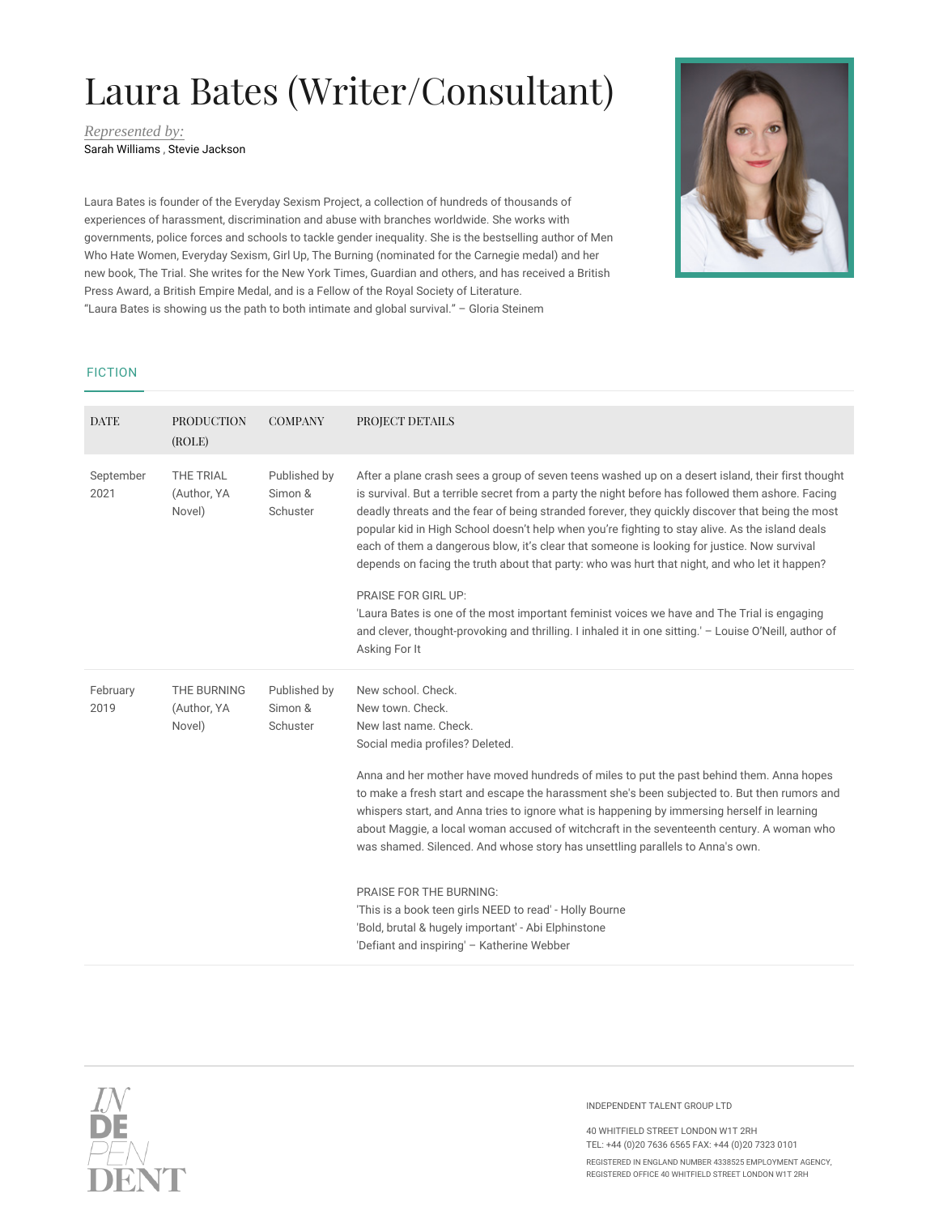# Laura Bates (Writer/Consultant)

*Represented by:*
Sarah Williams , Stevie Jackson

Laura Bates is founder of the Everyday Sexism Project, a collection of hundreds of thousands of experiences of harassment, discrimination and abuse with branches worldwide. She works with governments, police forces and schools to tackle gender inequality. She is the bestselling author of Men Who Hate Women, Everyday Sexism, Girl Up, The Burning (nominated for the Carnegie medal) and her new book, The Trial. She writes for the New York Times, Guardian and others, and has received a British Press Award, a British Empire Medal, and is a Fellow of the Royal Society of Literature.
"Laura Bates is showing us the path to both intimate and global survival." – Gloria Steinem

## FICTION

| DATE | PRODUCTION (ROLE) | COMPANY | PROJECT DETAILS |
|---|---|---|---|
| September 2021 | THE TRIAL (Author, YA Novel) | Published by Simon & Schuster | After a plane crash sees a group of seven teens washed up on a desert island, their first thought is survival. But a terrible secret from a party the night before has followed them ashore. Facing deadly threats and the fear of being stranded forever, they quickly discover that being the most popular kid in High School doesn't help when you're fighting to stay alive. As the island deals each of them a dangerous blow, it's clear that someone is looking for justice. Now survival depends on facing the truth about that party: who was hurt that night, and who let it happen?<br><br>PRAISE FOR GIRL UP:<br>'Laura Bates is one of the most important feminist voices we have and The Trial is engaging and clever, thought-provoking and thrilling. I inhaled it in one sitting.' – Louise O'Neill, author of Asking For It |
| February 2019 | THE BURNING (Author, YA Novel) | Published by Simon & Schuster | New school. Check.<br>New town. Check.<br>New last name. Check.<br>Social media profiles? Deleted.<br><br>Anna and her mother have moved hundreds of miles to put the past behind them. Anna hopes to make a fresh start and escape the harassment she's been subjected to. But then rumors and whispers start, and Anna tries to ignore what is happening by immersing herself in learning about Maggie, a local woman accused of witchcraft in the seventeenth century. A woman who was shamed. Silenced. And whose story has unsettling parallels to Anna's own.<br><br>PRAISE FOR THE BURNING:<br>'This is a book teen girls NEED to read' - Holly Bourne<br>'Bold, brutal & hugely important' - Abi Elphinstone<br>'Defiant and inspiring' – Katherine Webber |

INDEPENDENT TALENT GROUP LTD

40 WHITFIELD STREET LONDON W1T 2RH
TEL: +44 (0)20 7636 6565 FAX: +44 (0)20 7323 0101

REGISTERED IN ENGLAND NUMBER 4338525 EMPLOYMENT AGENCY, REGISTERED OFFICE 40 WHITFIELD STREET LONDON W1T 2RH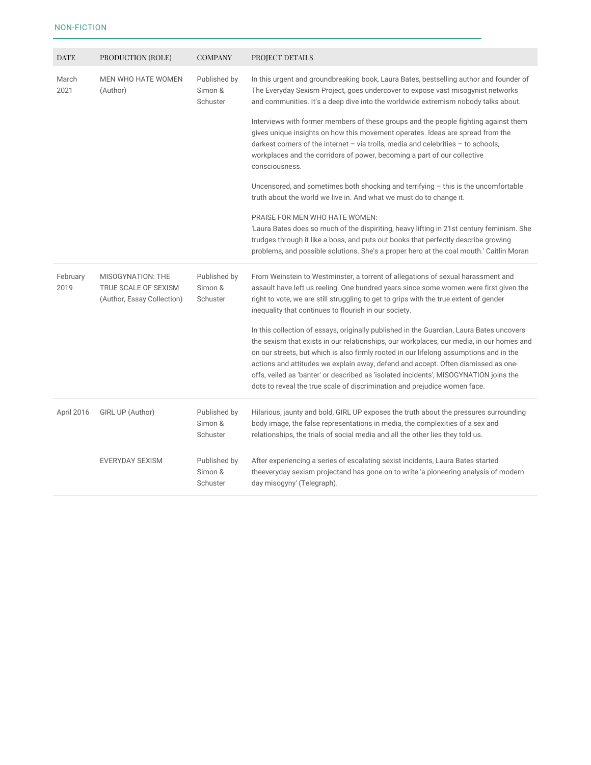## NON-FICTION

| DATE | PRODUCTION (ROLE) | COMPANY | PROJECT DETAILS |
|---|---|---|---|
| March 2021 | MEN WHO HATE WOMEN (Author) | Published by Simon & Schuster | In this urgent and groundbreaking book, Laura Bates, bestselling author and founder of The Everyday Sexism Project, goes undercover to expose vast misogynist networks and communities. It's a deep dive into the worldwide extremism nobody talks about.<br><br>Interviews with former members of these groups and the people fighting against them gives unique insights on how this movement operates. Ideas are spread from the darkest corners of the internet – via trolls, media and celebrities – to schools, workplaces and the corridors of power, becoming a part of our collective consciousness.<br><br>Uncensored, and sometimes both shocking and terrifying – this is the uncomfortable truth about the world we live in. And what we must do to change it.<br><br>PRAISE FOR MEN WHO HATE WOMEN:<br>'Laura Bates does so much of the dispiriting, heavy lifting in 21st century feminism. She trudges through it like a boss, and puts out books that perfectly describe growing problems, and possible solutions. She's a proper hero at the coal mouth.' Caitlin Moran |
| February 2019 | MISOGYNATION: THE TRUE SCALE OF SEXISM (Author, Essay Collection) | Published by Simon & Schuster | From Weinstein to Westminster, a torrent of allegations of sexual harassment and assault have left us reeling. One hundred years since some women were first given the right to vote, we are still struggling to get to grips with the true extent of gender inequality that continues to flourish in our society.<br><br>In this collection of essays, originally published in the Guardian, Laura Bates uncovers the sexism that exists in our relationships, our workplaces, our media, in our homes and on our streets, but which is also firmly rooted in our lifelong assumptions and in the actions and attitudes we explain away, defend and accept. Often dismissed as one-offs, veiled as 'banter' or described as 'isolated incidents', MISOGYNATION joins the dots to reveal the true scale of discrimination and prejudice women face. |
| April 2016 | GIRL UP (Author) | Published by Simon & Schuster | Hilarious, jaunty and bold, GIRL UP exposes the truth about the pressures surrounding body image, the false representations in media, the complexities of a sex and relationships, the trials of social media and all the other lies they told us. |
| | EVERYDAY SEXISM | Published by Simon & Schuster | After experiencing a series of escalating sexist incidents, Laura Bates started theeveryday sexism projectand has gone on to write 'a pioneering analysis of modern day misogyny' (Telegraph). |